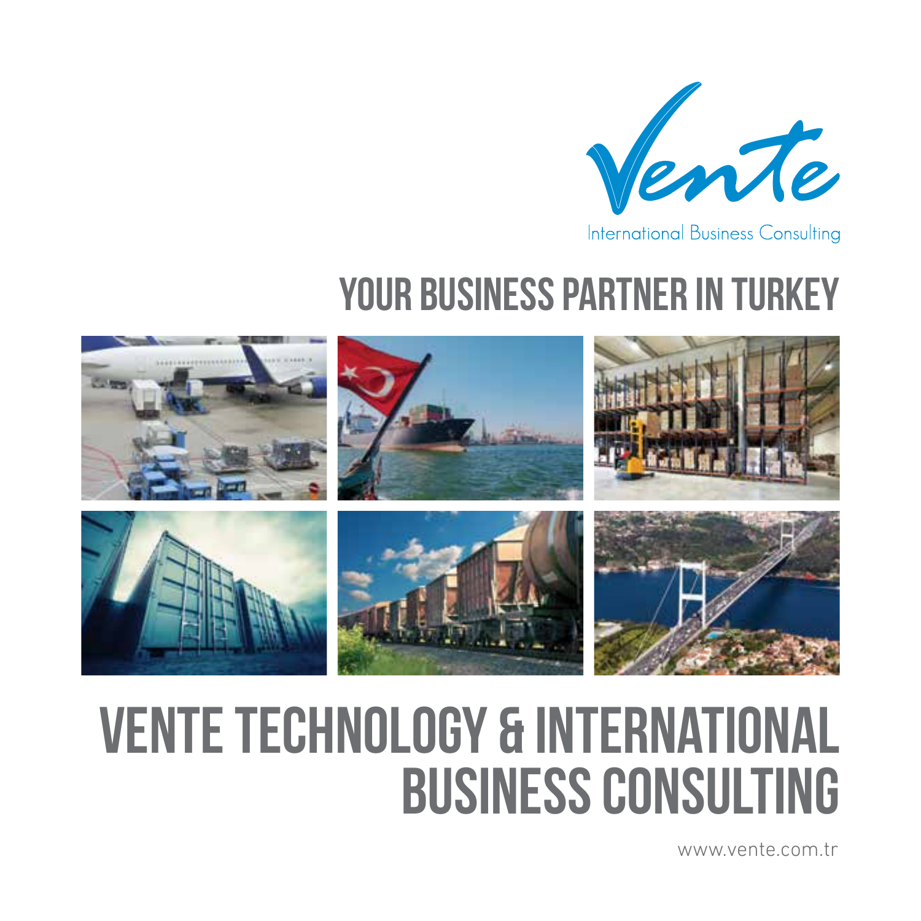Vente

International Business Consulting

## YOUR BUSINESS PARTNER IN TURKEY

# VENTE TECHNOLOGY & INTERNATIONAL BUSINESS CONSULTING

www.vente.com.tr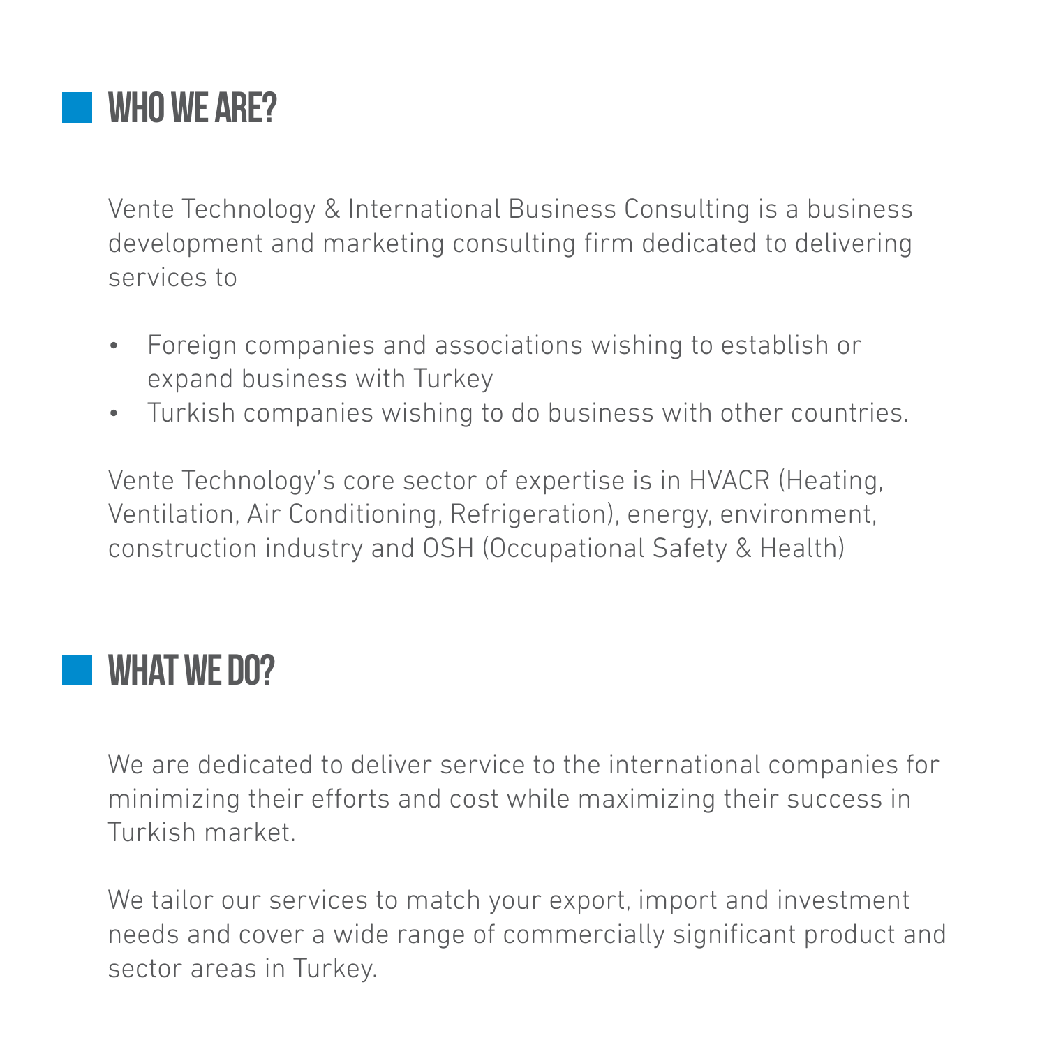## WHO WE ARE?

Vente Technology & International Business Consulting is a business development and marketing consulting firm dedicated to delivering services to

- Foreign companies and associations wishing to establish or expand business with Turkey
- Turkish companies wishing to do business with other countries.

Vente Technology's core sector of expertise is in HVACR (Heating, Ventilation, Air Conditioning, Refrigeration), energy, environment, construction industry and OSH (Occupational Safety & Health)

## WHAT WE DO?

We are dedicated to deliver service to the international companies for minimizing their efforts and cost while maximizing their success in Turkish market.

We tailor our services to match your export, import and investment needs and cover a wide range of commercially significant product and sector areas in Turkey.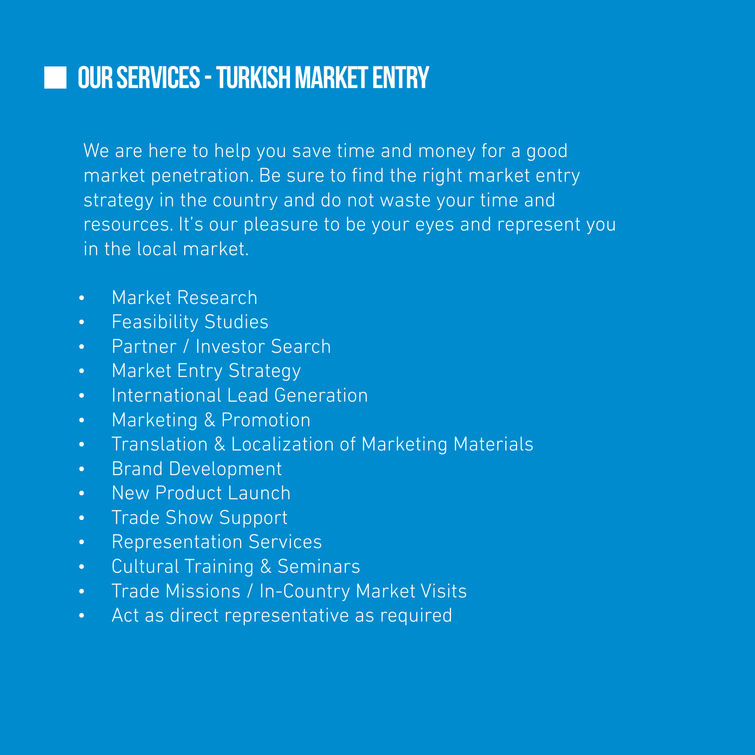# OUR SERVICES - TURKISH MARKET ENTRY

We are here to help you save time and money for a good market penetration. Be sure to find the right market entry strategy in the country and do not waste your time and resources. It's our pleasure to be your eyes and represent you in the local market.

- Market Research
- Feasibility Studies
- Partner / Investor Search
- Market Entry Strategy
- International Lead Generation
- Marketing & Promotion
- Translation & Localization of Marketing Materials
- Brand Development
- New Product Launch
- Trade Show Support
- Representation Services
- Cultural Training & Seminars
- Trade Missions / In-Country Market Visits
- Act as direct representative as required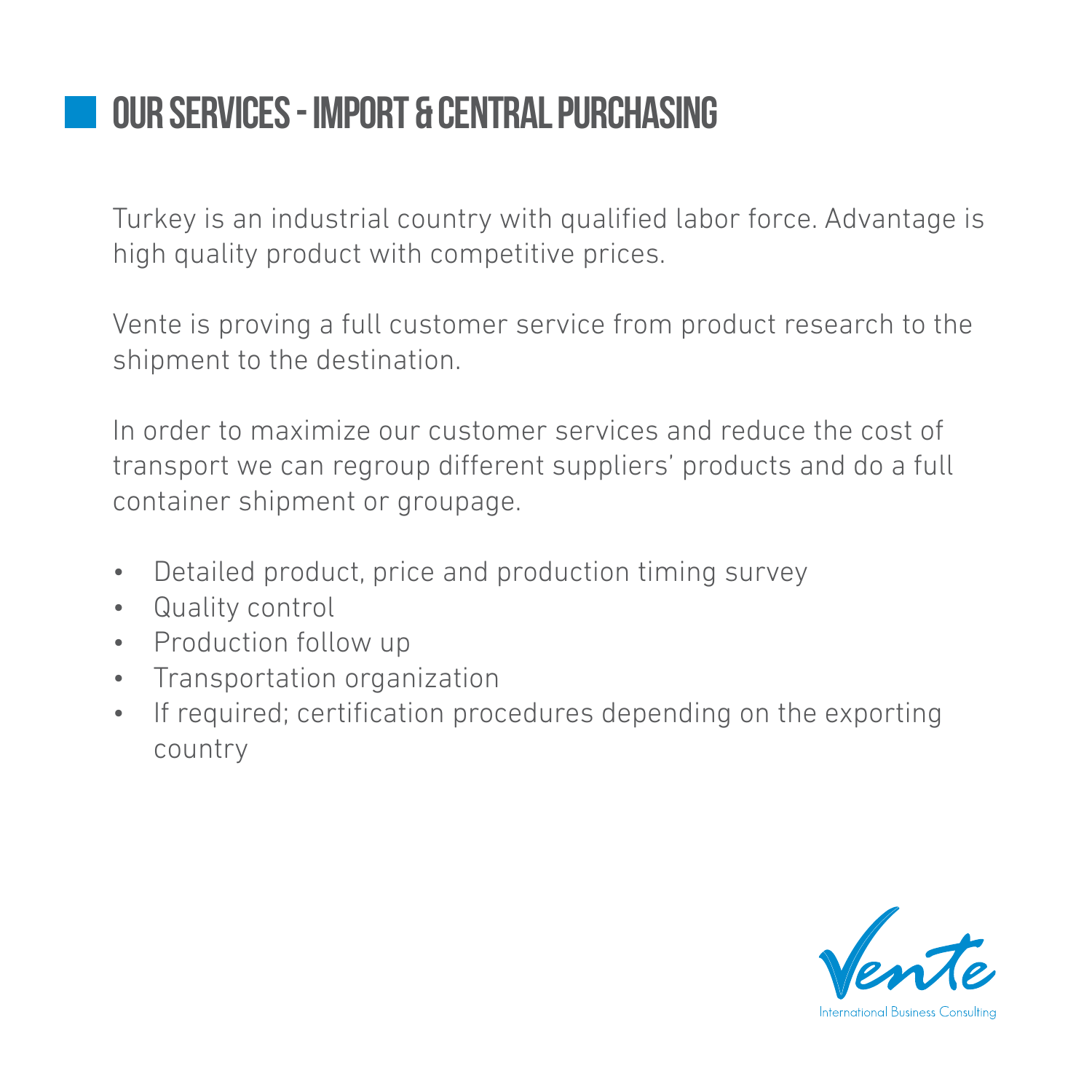# OUR SERVICES - IMPORT & CENTRAL PURCHASING

Turkey is an industrial country with qualified labor force. Advantage is high quality product with competitive prices.

Vente is proving a full customer service from product research to the shipment to the destination.

In order to maximize our customer services and reduce the cost of transport we can regroup different suppliers' products and do a full container shipment or groupage.

- Detailed product, price and production timing survey
- Quality control
- Production follow up
- Transportation organization
- If required; certification procedures depending on the exporting country

Vente
International Business Consulting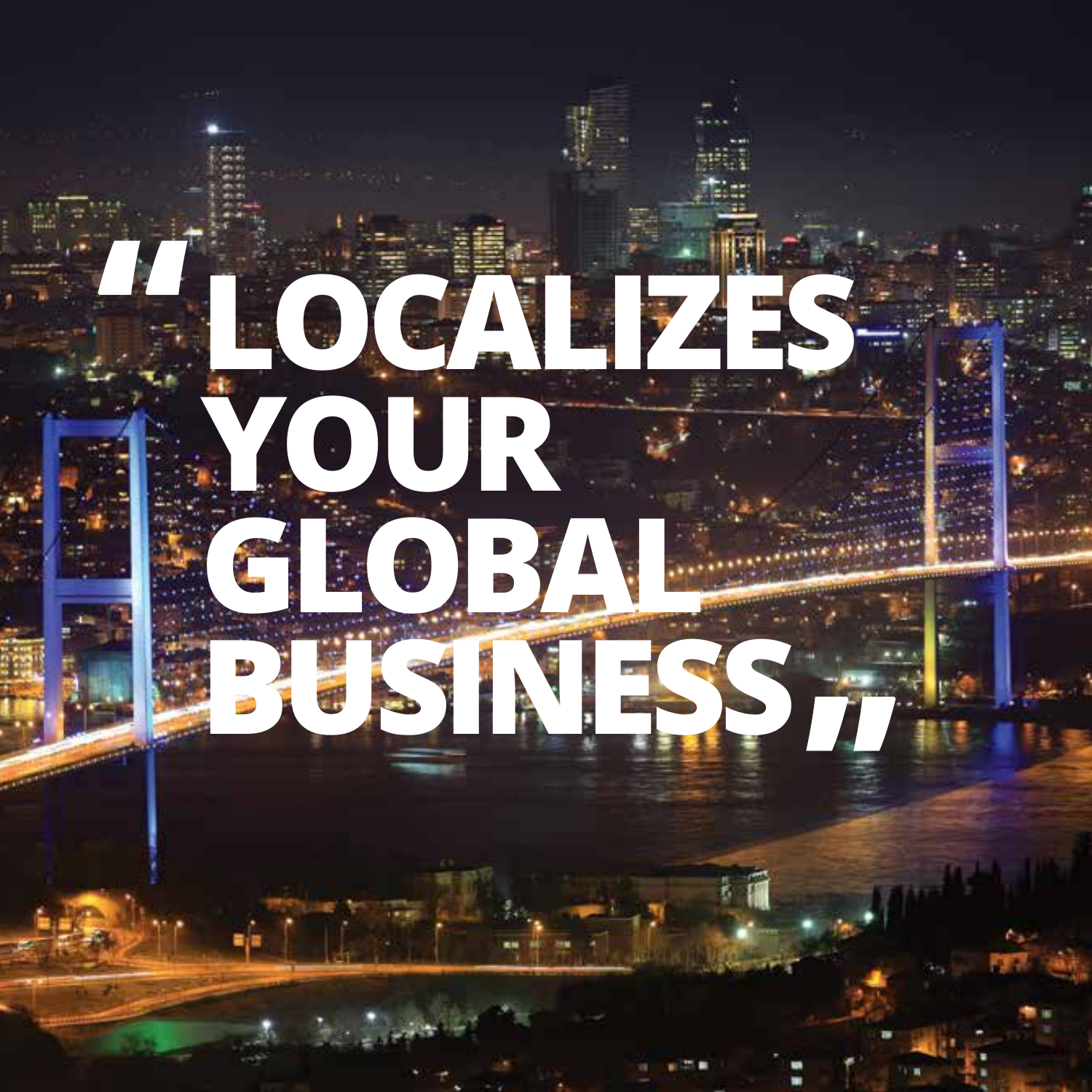# "LOCALIZES YOUR GLOBAL BUSINESS"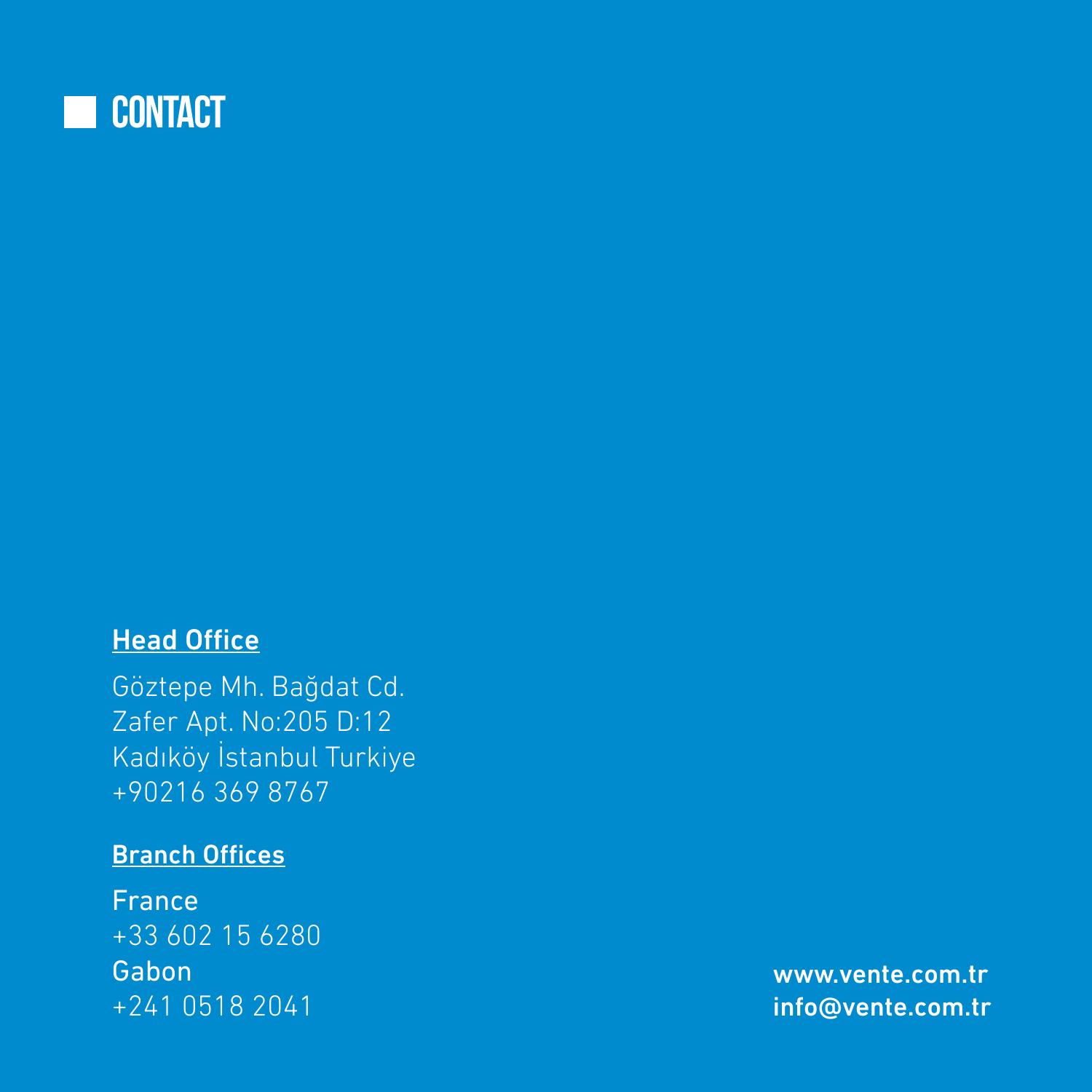# CONTACT

**Head Office**

Göztepe Mh. Bağdat Cd.
Zafer Apt. No:205 D:12
Kadıköy İstanbul Turkiye
+90216 369 8767

**Branch Offices**

France
+33 602 15 6280
Gabon
+241 0518 2041

**www.vente.com.tr**
**info@vente.com.tr**